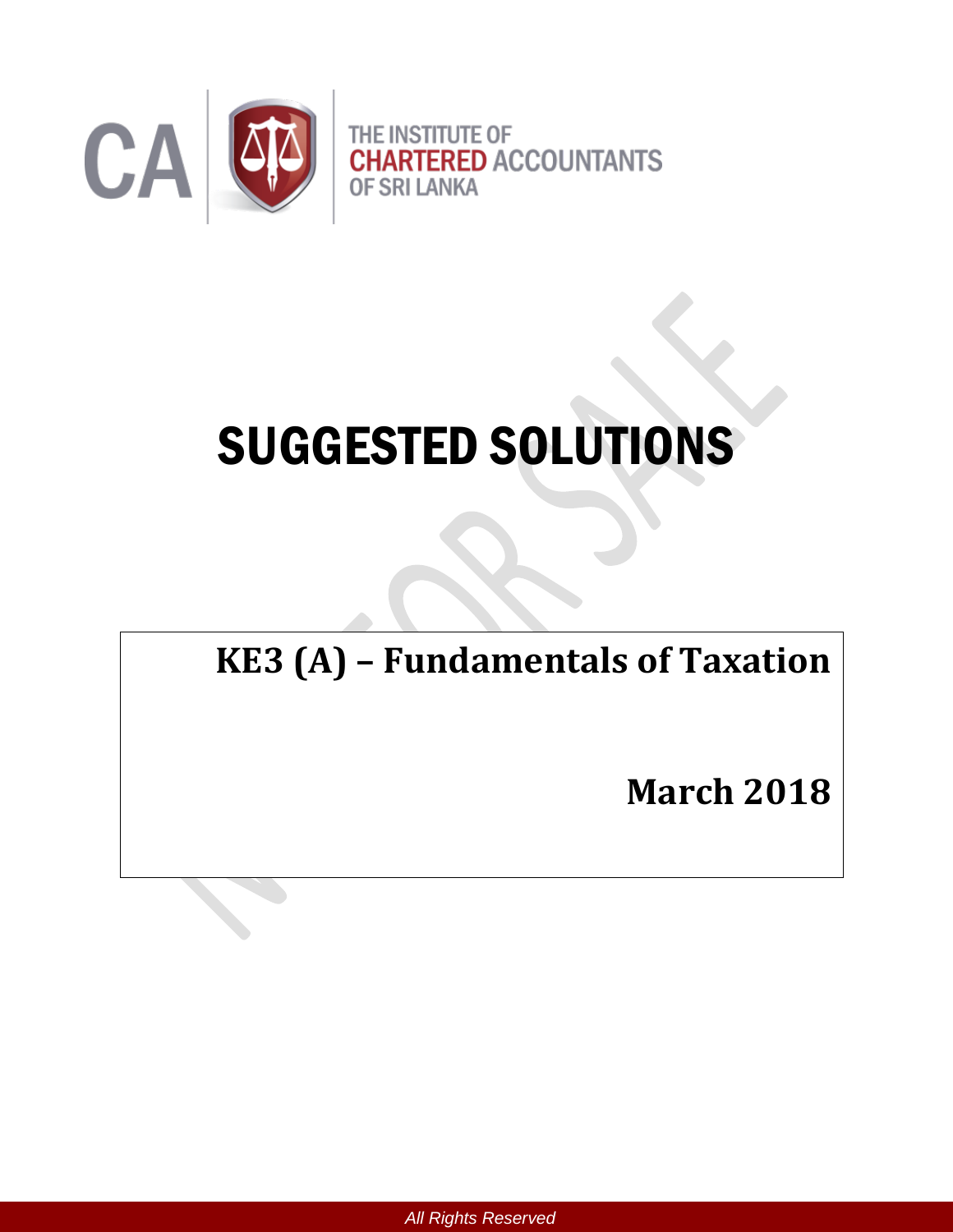THE INSTITUTE OF CHARTERED ACCOUNTANTS OF SRI LANKA

# SUGGESTED SOLUTIONS

## KE3 (A) – Fundamentals of Taxation

**March 2018**

All Rights Reserved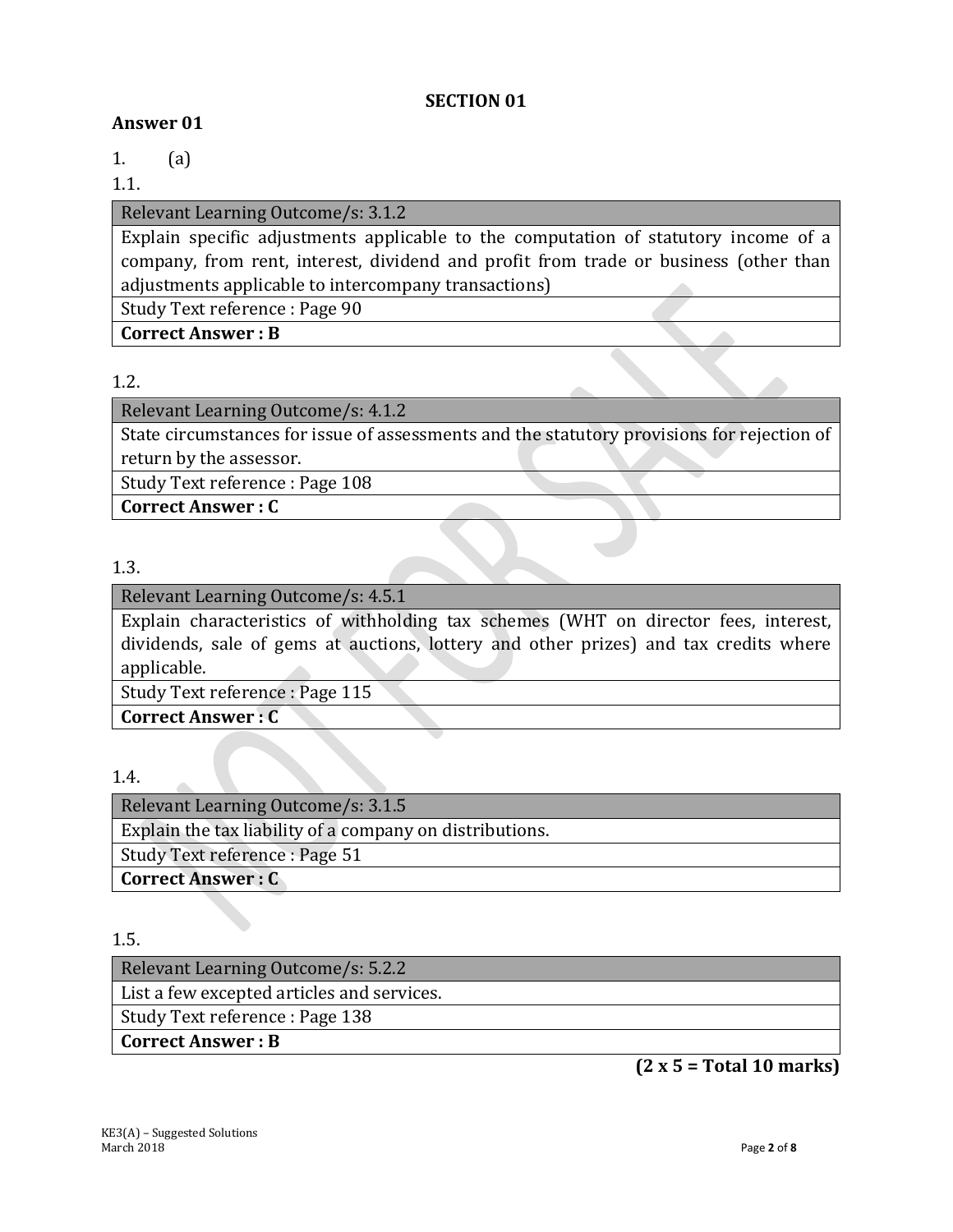## SECTION 01

**Answer 01**

1. (a)

1.1.

| Relevant Learning Outcome/s: 3.1.2 |
|---|
| Explain specific adjustments applicable to the computation of statutory income of a company, from rent, interest, dividend and profit from trade or business (other than adjustments applicable to intercompany transactions) |
| Study Text reference : Page 90 |
| **Correct Answer : B** |

1.2.

| Relevant Learning Outcome/s: 4.1.2 |
|---|
| State circumstances for issue of assessments and the statutory provisions for rejection of return by the assessor. |
| Study Text reference : Page 108 |
| **Correct Answer : C** |

1.3.

| Relevant Learning Outcome/s: 4.5.1 |
|---|
| Explain characteristics of withholding tax schemes (WHT on director fees, interest, dividends, sale of gems at auctions, lottery and other prizes) and tax credits where applicable. |
| Study Text reference : Page 115 |
| **Correct Answer : C** |

1.4.

| Relevant Learning Outcome/s: 3.1.5 |
|---|
| Explain the tax liability of a company on distributions. |
| Study Text reference : Page 51 |
| **Correct Answer : C** |

1.5.

| Relevant Learning Outcome/s: 5.2.2 |
|---|
| List a few excepted articles and services. |
| Study Text reference : Page 138 |
| **Correct Answer : B** |

**(2 x 5 = Total 10 marks)**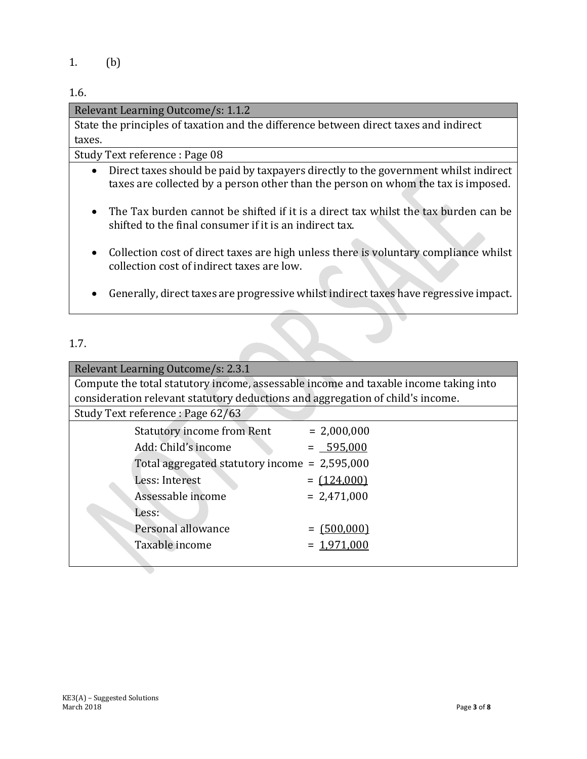1. (b)

1.6.

| Relevant Learning Outcome/s: 1.1.2 |
|---|
| State the principles of taxation and the difference between direct taxes and indirect taxes. |
| Study Text reference : Page 08 |

- Direct taxes should be paid by taxpayers directly to the government whilst indirect taxes are collected by a person other than the person on whom the tax is imposed.
- The Tax burden cannot be shifted if it is a direct tax whilst the tax burden can be shifted to the final consumer if it is an indirect tax.
- Collection cost of direct taxes are high unless there is voluntary compliance whilst collection cost of indirect taxes are low.
- Generally, direct taxes are progressive whilst indirect taxes have regressive impact.

1.7.

| Relevant Learning Outcome/s: 2.3.1 |
|---|
| Compute the total statutory income, assessable income and taxable income taking into consideration relevant statutory deductions and aggregation of child's income. |
| Study Text reference : Page 62/63 |

| | |
|---|---|
| Statutory income from Rent | = 2,000,000 |
| Add: Child's income | = 595,000 |
| Total aggregated statutory income | = 2,595,000 |
| Less: Interest | = (124,000) |
| Assessable income | = 2,471,000 |
| Less: | |
| Personal allowance | = (500,000) |
| Taxable income | = 1,971,000 |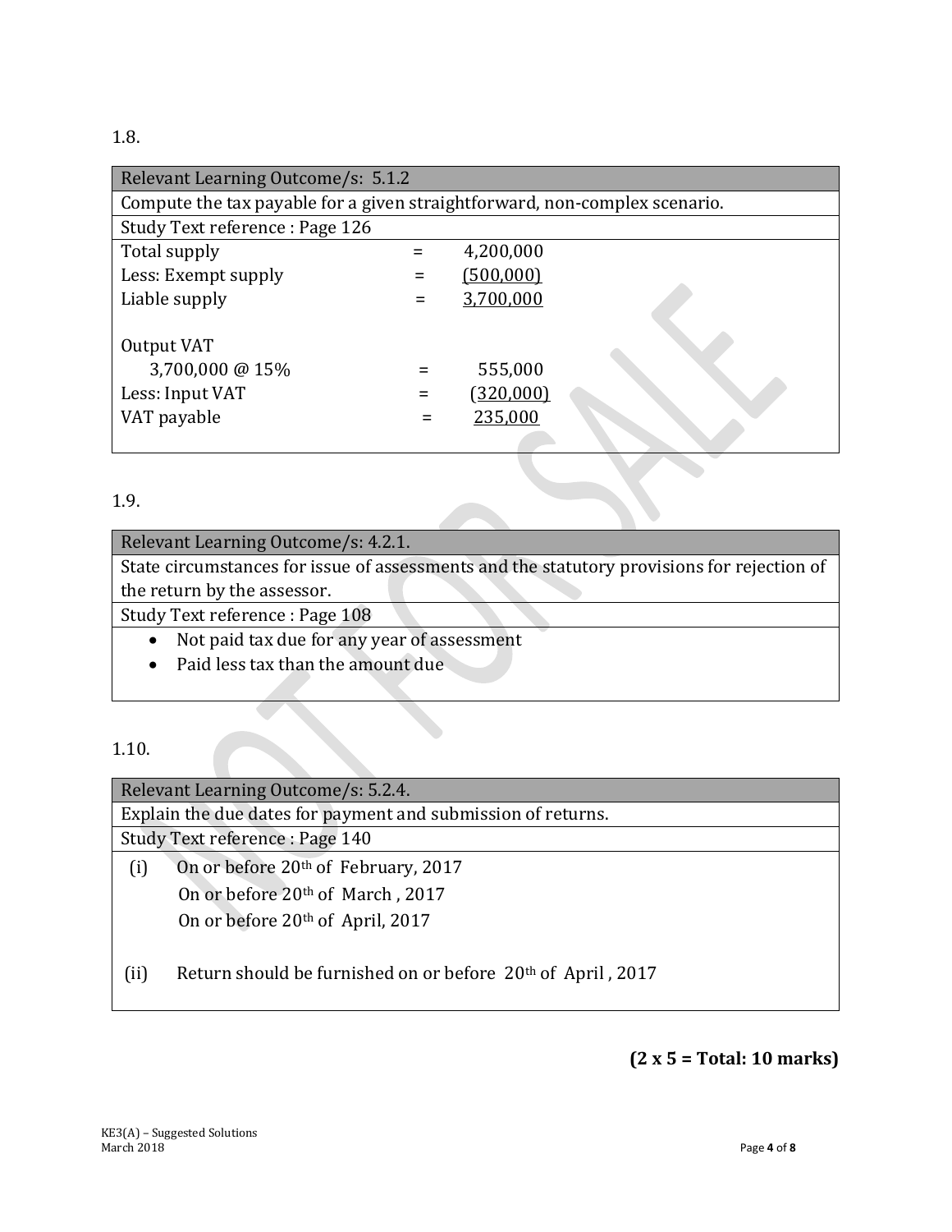1.8.

| Relevant Learning Outcome/s: 5.1.2 | | |
|---|---|---|
| Compute the tax payable for a given straightforward, non-complex scenario. | | |
| Study Text reference : Page 126 | | |
| Total supply | = | 4,200,000 |
| Less: Exempt supply | = | (500,000) |
| Liable supply | = | 3,700,000 |
| | | |
| Output VAT | | |
| 3,700,000 @ 15% | = | 555,000 |
| Less: Input VAT | = | (320,000) |
| VAT payable | = | 235,000 |

1.9.

| Relevant Learning Outcome/s: 4.2.1. |
|---|
| State circumstances for issue of assessments and the statutory provisions for rejection of the return by the assessor. |
| Study Text reference : Page 108 |
| • Not paid tax due for any year of assessment<br>• Paid less tax than the amount due |

1.10.

| Relevant Learning Outcome/s: 5.2.4. |
|---|
| Explain the due dates for payment and submission of returns. |
| Study Text reference : Page 140 |
| (i) On or before 20th of February, 2017<br>On or before 20th of March , 2017<br>On or before 20th of April, 2017<br><br>(ii) Return should be furnished on or before 20th of April , 2017 |

**(2 x 5 = Total: 10 marks)**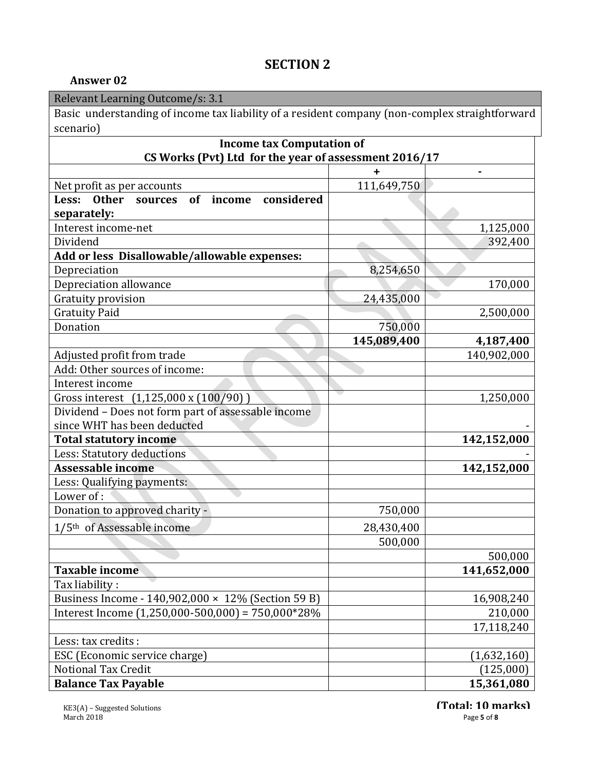## SECTION 2

**Answer 02**

| Relevant Learning Outcome/s: 3.1 |
|---|
| Basic understanding of income tax liability of a resident company (non-complex straightforward scenario) |

| **Income tax Computation of CS Works (Pvt) Ltd for the year of assessment 2016/17** | | |
|---|---|---|
| | **+** | **-** |
| Net profit as per accounts | 111,649,750 | |
| **Less: Other sources of income considered separately:** | | |
| Interest income-net | | 1,125,000 |
| Dividend | | 392,400 |
| **Add or less Disallowable/allowable expenses:** | | |
| Depreciation | 8,254,650 | |
| Depreciation allowance | | 170,000 |
| Gratuity provision | 24,435,000 | |
| Gratuity Paid | | 2,500,000 |
| Donation | 750,000 | |
| | **145,089,400** | **4,187,400** |
| Adjusted profit from trade | | 140,902,000 |
| Add: Other sources of income: | | |
| Interest income | | |
| Gross interest (1,125,000 x (100/90) ) | | 1,250,000 |
| Dividend – Does not form part of assessable income since WHT has been deducted | | - |
| **Total statutory income** | | **142,152,000** |
| Less: Statutory deductions | | - |
| **Assessable income** | | **142,152,000** |
| Less: Qualifying payments: | | |
| Lower of : | | |
| Donation to approved charity - | 750,000 | |
| 1/5th of Assessable income | 28,430,400 | |
| | 500,000 | |
| | | 500,000 |
| **Taxable income** | | **141,652,000** |
| Tax liability : | | |
| Business Income - 140,902,000 × 12% (Section 59 B) | | 16,908,240 |
| Interest Income (1,250,000-500,000) = 750,000*28% | | 210,000 |
| | | 17,118,240 |
| Less: tax credits : | | |
| ESC (Economic service charge) | | (1,632,160) |
| Notional Tax Credit | | (125,000) |
| **Balance Tax Payable** | | **15,361,080** |

**(Total: 10 marks)**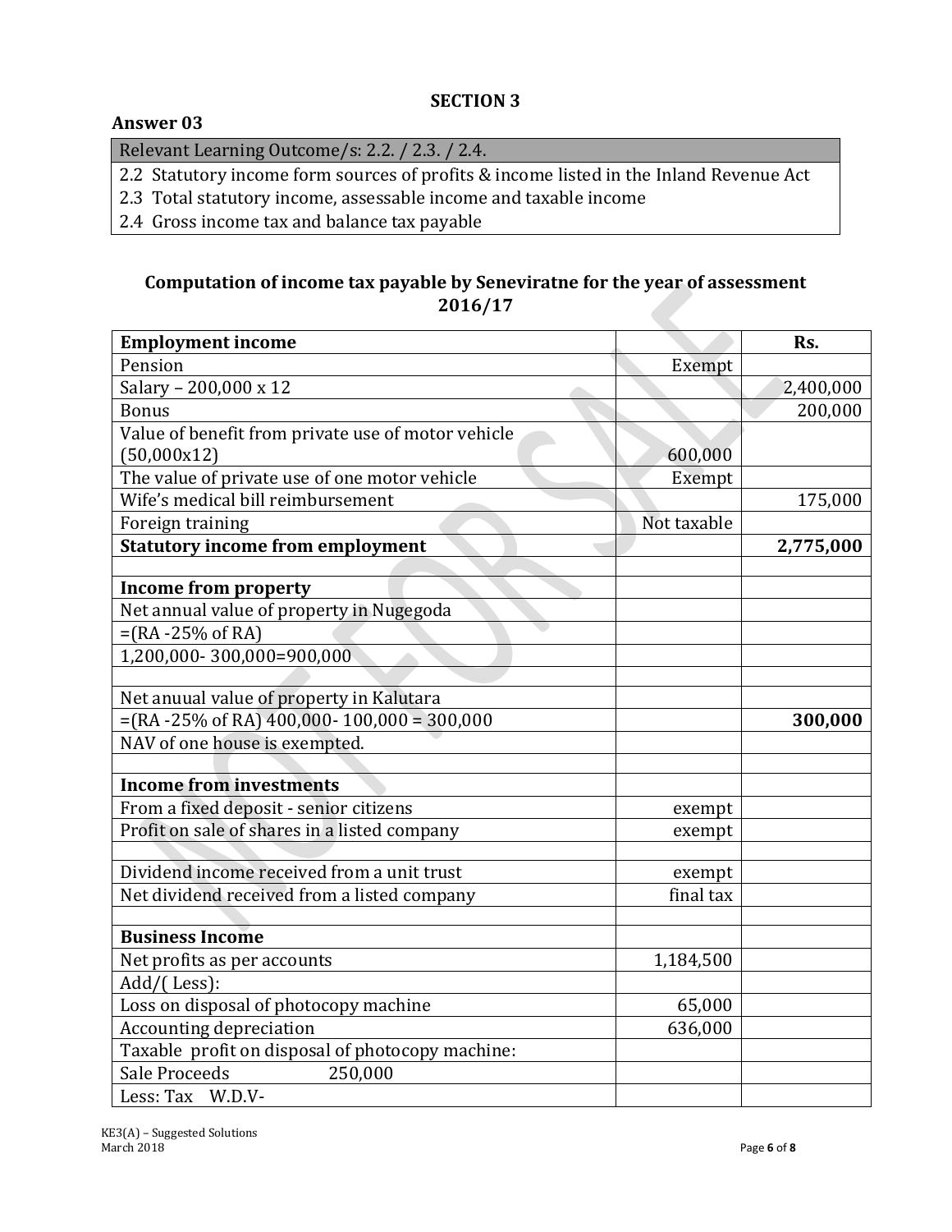## SECTION 3

### Answer 03

| Relevant Learning Outcome/s: 2.2. / 2.3. / 2.4. |
|---|
| 2.2 Statutory income form sources of profits & income listed in the Inland Revenue Act |
| 2.3 Total statutory income, assessable income and taxable income |
| 2.4 Gross income tax and balance tax payable |

### Computation of income tax payable by Seneviratne for the year of assessment 2016/17

| **Employment income** | | **Rs.** |
|---|---|---|
| Pension | Exempt | |
| Salary – 200,000 x 12 | | 2,400,000 |
| Bonus | | 200,000 |
| Value of benefit from private use of motor vehicle (50,000x12) | 600,000 | |
| The value of private use of one motor vehicle | Exempt | |
| Wife's medical bill reimbursement | | 175,000 |
| Foreign training | Not taxable | |
| **Statutory income from employment** | | **2,775,000** |
| | | |
| **Income from property** | | |
| Net annual value of property in Nugegoda | | |
| =(RA -25% of RA) | | |
| 1,200,000- 300,000=900,000 | | |
| | | |
| Net anuual value of property in Kalutara | | |
| =(RA -25% of RA) 400,000- 100,000 = 300,000 | | **300,000** |
| NAV of one house is exempted. | | |
| | | |
| **Income from investments** | | |
| From a fixed deposit - senior citizens | exempt | |
| Profit on sale of shares in a listed company | exempt | |
| | | |
| Dividend income received from a unit trust | exempt | |
| Net dividend received from a listed company | final tax | |
| | | |
| **Business Income** | | |
| Net profits as per accounts | 1,184,500 | |
| Add/( Less): | | |
| Loss on disposal of photocopy machine | 65,000 | |
| Accounting depreciation | 636,000 | |
| Taxable profit on disposal of photocopy machine: | | |
| Sale Proceeds 250,000 | | |
| Less: Tax W.D.V- | | |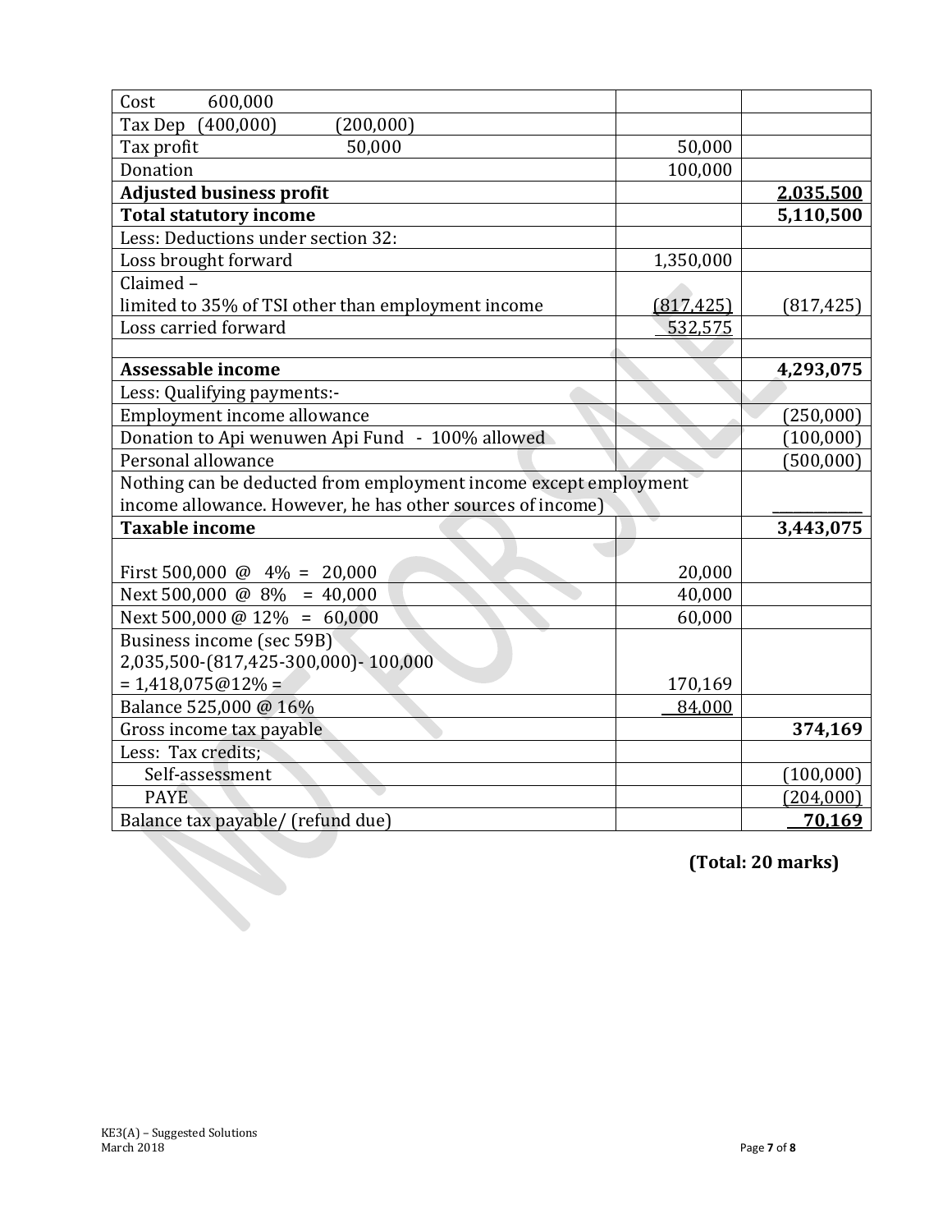| | | |
|---|---|---|
| Cost 600,000 | | |
| Tax Dep (400,000) (200,000) | | |
| Tax profit 50,000 | 50,000 | |
| Donation | 100,000 | |
| **Adjusted business profit** | | **2,035,500** |
| **Total statutory income** | | **5,110,500** |
| Less: Deductions under section 32: | | |
| Loss brought forward | 1,350,000 | |
| Claimed – limited to 35% of TSI other than employment income | (817,425) | (817,425) |
| Loss carried forward | 532,575 | |
| | | |
| **Assessable income** | | **4,293,075** |
| Less: Qualifying payments:- | | |
| Employment income allowance | | (250,000) |
| Donation to Api wenuwen Api Fund - 100% allowed | | (100,000) |
| Personal allowance | | (500,000) |
| Nothing can be deducted from employment income except employment income allowance. However, he has other sources of income) | | |
| **Taxable income** | | **3,443,075** |
| | | |
| First 500,000 @ 4% = 20,000 | 20,000 | |
| Next 500,000 @ 8% = 40,000 | 40,000 | |
| Next 500,000 @ 12% = 60,000 | 60,000 | |
| Business income (sec 59B) 2,035,500-(817,425-300,000)- 100,000 = 1,418,075@12% = | 170,169 | |
| Balance 525,000 @ 16% | 84,000 | |
| Gross income tax payable | | **374,169** |
| Less: Tax credits; | | |
| Self-assessment | | (100,000) |
| PAYE | | (204,000) |
| Balance tax payable/ (refund due) | | **70,169** |

**(Total: 20 marks)**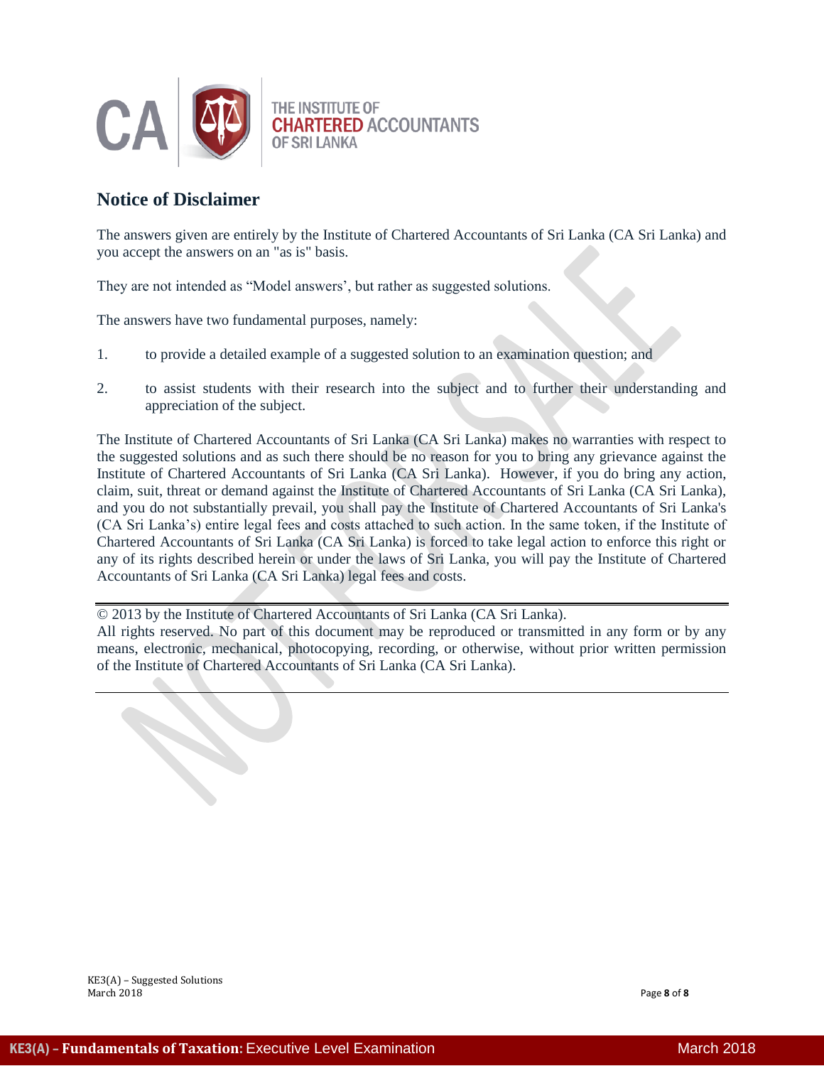THE INSTITUTE OF CHARTERED ACCOUNTANTS OF SRI LANKA

## Notice of Disclaimer

The answers given are entirely by the Institute of Chartered Accountants of Sri Lanka (CA Sri Lanka) and you accept the answers on an "as is" basis.

They are not intended as "Model answers', but rather as suggested solutions.

The answers have two fundamental purposes, namely:

1. to provide a detailed example of a suggested solution to an examination question; and

2. to assist students with their research into the subject and to further their understanding and appreciation of the subject.

The Institute of Chartered Accountants of Sri Lanka (CA Sri Lanka) makes no warranties with respect to the suggested solutions and as such there should be no reason for you to bring any grievance against the Institute of Chartered Accountants of Sri Lanka (CA Sri Lanka). However, if you do bring any action, claim, suit, threat or demand against the Institute of Chartered Accountants of Sri Lanka (CA Sri Lanka), and you do not substantially prevail, you shall pay the Institute of Chartered Accountants of Sri Lanka's (CA Sri Lanka's) entire legal fees and costs attached to such action. In the same token, if the Institute of Chartered Accountants of Sri Lanka (CA Sri Lanka) is forced to take legal action to enforce this right or any of its rights described herein or under the laws of Sri Lanka, you will pay the Institute of Chartered Accountants of Sri Lanka (CA Sri Lanka) legal fees and costs.

---

© 2013 by the Institute of Chartered Accountants of Sri Lanka (CA Sri Lanka).
All rights reserved. No part of this document may be reproduced or transmitted in any form or by any means, electronic, mechanical, photocopying, recording, or otherwise, without prior written permission of the Institute of Chartered Accountants of Sri Lanka (CA Sri Lanka).

---